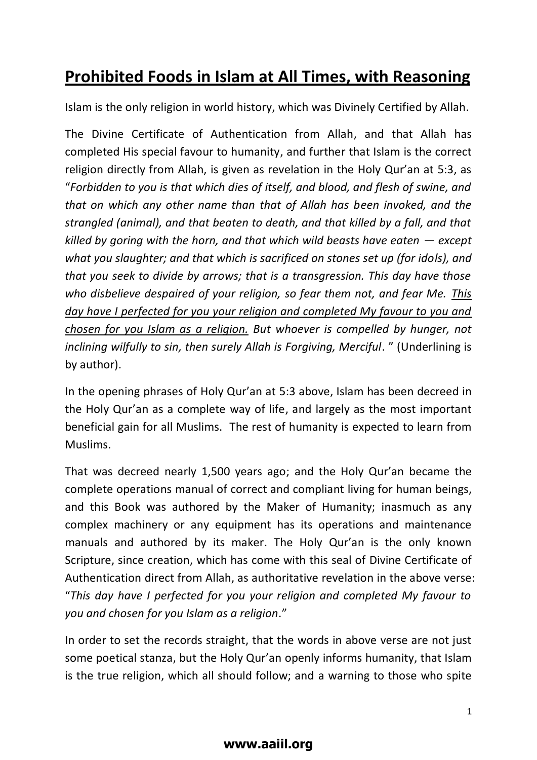# Prohibited Foods in Islam at All Times, with Reasoning

Islam is the only religion in world history, which was Divinely Certified by Allah.

The Divine Certificate of Authentication from Allah, and that Allah has completed His special favour to humanity, and further that Islam is the correct religion directly from Allah, is given as revelation in the Holy Qur'an at 5:3, as "*Forbidden to you is that which dies of itself, and blood, and flesh of swine, and that on which any other name than that of Allah has been invoked, and the strangled (animal), and that beaten to death, and that killed by a fall, and that killed by goring with the horn, and that which wild beasts have eaten — except what you slaughter; and that which is sacrificed on stones set up (for idols), and that you seek to divide by arrows; that is a transgression. This day have those who disbelieve despaired of your religion, so fear them not, and fear Me. <u>This day have I perfected for you your religion and completed My favour to you and chosen for you Islam as a religion.</u> But whoever is compelled by hunger, not inclining wilfully to sin, then surely Allah is Forgiving, Merciful*. " (Underlining is by author).

In the opening phrases of Holy Qur'an at 5:3 above, Islam has been decreed in the Holy Qur'an as a complete way of life, and largely as the most important beneficial gain for all Muslims. The rest of humanity is expected to learn from Muslims.

That was decreed nearly 1,500 years ago; and the Holy Qur'an became the complete operations manual of correct and compliant living for human beings, and this Book was authored by the Maker of Humanity; inasmuch as any complex machinery or any equipment has its operations and maintenance manuals and authored by its maker. The Holy Qur'an is the only known Scripture, since creation, which has come with this seal of Divine Certificate of Authentication direct from Allah, as authoritative revelation in the above verse: "*This day have I perfected for you your religion and completed My favour to you and chosen for you Islam as a religion*."

In order to set the records straight, that the words in above verse are not just some poetical stanza, but the Holy Qur'an openly informs humanity, that Islam is the true religion, which all should follow; and a warning to those who spite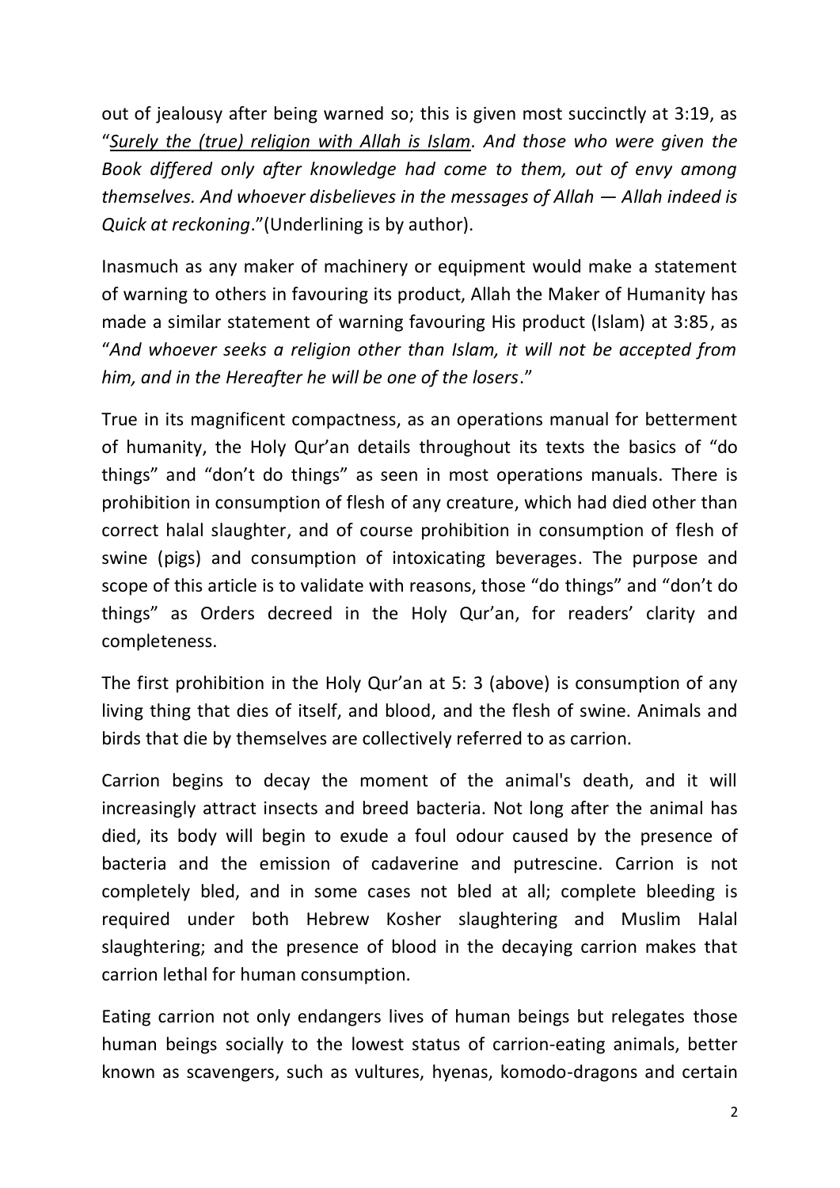out of jealousy after being warned so; this is given most succinctly at 3:19, as "*Surely the (true) religion with Allah is Islam. And those who were given the Book differed only after knowledge had come to them, out of envy among themselves. And whoever disbelieves in the messages of Allah — Allah indeed is Quick at reckoning*."(Underlining is by author).

Inasmuch as any maker of machinery or equipment would make a statement of warning to others in favouring its product, Allah the Maker of Humanity has made a similar statement of warning favouring His product (Islam) at 3:85, as "*And whoever seeks a religion other than Islam, it will not be accepted from him, and in the Hereafter he will be one of the losers*."

True in its magnificent compactness, as an operations manual for betterment of humanity, the Holy Qur'an details throughout its texts the basics of "do things" and "don't do things" as seen in most operations manuals. There is prohibition in consumption of flesh of any creature, which had died other than correct halal slaughter, and of course prohibition in consumption of flesh of swine (pigs) and consumption of intoxicating beverages. The purpose and scope of this article is to validate with reasons, those "do things" and "don't do things" as Orders decreed in the Holy Qur'an, for readers' clarity and completeness.

The first prohibition in the Holy Qur'an at 5: 3 (above) is consumption of any living thing that dies of itself, and blood, and the flesh of swine. Animals and birds that die by themselves are collectively referred to as carrion.

Carrion begins to decay the moment of the animal's death, and it will increasingly attract insects and breed bacteria. Not long after the animal has died, its body will begin to exude a foul odour caused by the presence of bacteria and the emission of cadaverine and putrescine. Carrion is not completely bled, and in some cases not bled at all; complete bleeding is required under both Hebrew Kosher slaughtering and Muslim Halal slaughtering; and the presence of blood in the decaying carrion makes that carrion lethal for human consumption.

Eating carrion not only endangers lives of human beings but relegates those human beings socially to the lowest status of carrion-eating animals, better known as scavengers, such as vultures, hyenas, komodo-dragons and certain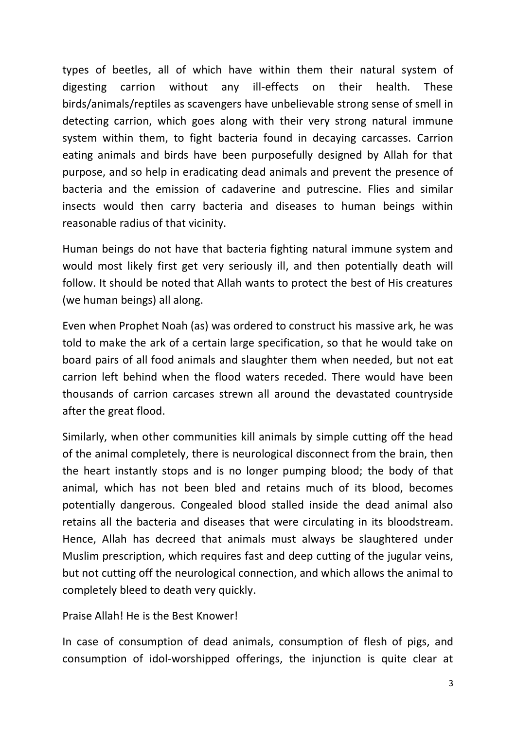types of beetles, all of which have within them their natural system of digesting carrion without any ill-effects on their health. These birds/animals/reptiles as scavengers have unbelievable strong sense of smell in detecting carrion, which goes along with their very strong natural immune system within them, to fight bacteria found in decaying carcasses. Carrion eating animals and birds have been purposefully designed by Allah for that purpose, and so help in eradicating dead animals and prevent the presence of bacteria and the emission of cadaverine and putrescine. Flies and similar insects would then carry bacteria and diseases to human beings within reasonable radius of that vicinity.

Human beings do not have that bacteria fighting natural immune system and would most likely first get very seriously ill, and then potentially death will follow. It should be noted that Allah wants to protect the best of His creatures (we human beings) all along.

Even when Prophet Noah (as) was ordered to construct his massive ark, he was told to make the ark of a certain large specification, so that he would take on board pairs of all food animals and slaughter them when needed, but not eat carrion left behind when the flood waters receded. There would have been thousands of carrion carcases strewn all around the devastated countryside after the great flood.

Similarly, when other communities kill animals by simple cutting off the head of the animal completely, there is neurological disconnect from the brain, then the heart instantly stops and is no longer pumping blood; the body of that animal, which has not been bled and retains much of its blood, becomes potentially dangerous. Congealed blood stalled inside the dead animal also retains all the bacteria and diseases that were circulating in its bloodstream. Hence, Allah has decreed that animals must always be slaughtered under Muslim prescription, which requires fast and deep cutting of the jugular veins, but not cutting off the neurological connection, and which allows the animal to completely bleed to death very quickly.

Praise Allah! He is the Best Knower!

In case of consumption of dead animals, consumption of flesh of pigs, and consumption of idol-worshipped offerings, the injunction is quite clear at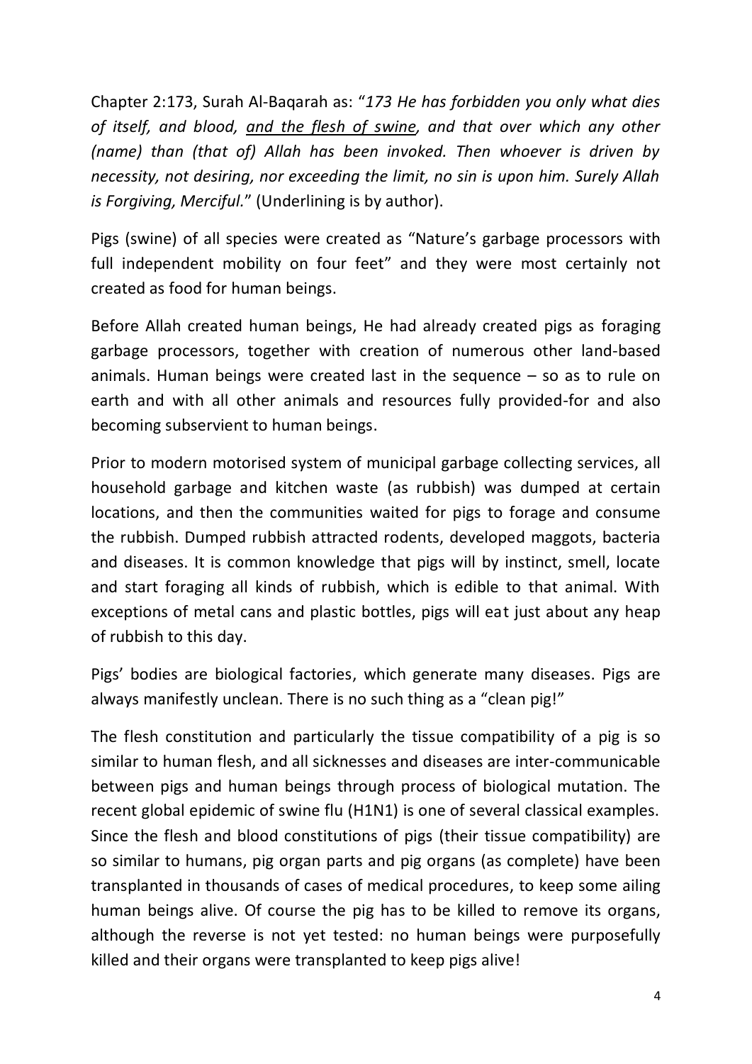Chapter 2:173, Surah Al-Baqarah as: "*173 He has forbidden you only what dies of itself, and blood, <u>and the flesh of swine</u>, and that over which any other (name) than (that of) Allah has been invoked. Then whoever is driven by necessity, not desiring, nor exceeding the limit, no sin is upon him. Surely Allah is Forgiving, Merciful.*" (Underlining is by author).

Pigs (swine) of all species were created as "Nature's garbage processors with full independent mobility on four feet" and they were most certainly not created as food for human beings.

Before Allah created human beings, He had already created pigs as foraging garbage processors, together with creation of numerous other land-based animals. Human beings were created last in the sequence – so as to rule on earth and with all other animals and resources fully provided-for and also becoming subservient to human beings.

Prior to modern motorised system of municipal garbage collecting services, all household garbage and kitchen waste (as rubbish) was dumped at certain locations, and then the communities waited for pigs to forage and consume the rubbish. Dumped rubbish attracted rodents, developed maggots, bacteria and diseases. It is common knowledge that pigs will by instinct, smell, locate and start foraging all kinds of rubbish, which is edible to that animal. With exceptions of metal cans and plastic bottles, pigs will eat just about any heap of rubbish to this day.

Pigs' bodies are biological factories, which generate many diseases. Pigs are always manifestly unclean. There is no such thing as a "clean pig!"

The flesh constitution and particularly the tissue compatibility of a pig is so similar to human flesh, and all sicknesses and diseases are inter-communicable between pigs and human beings through process of biological mutation. The recent global epidemic of swine flu (H1N1) is one of several classical examples. Since the flesh and blood constitutions of pigs (their tissue compatibility) are so similar to humans, pig organ parts and pig organs (as complete) have been transplanted in thousands of cases of medical procedures, to keep some ailing human beings alive. Of course the pig has to be killed to remove its organs, although the reverse is not yet tested: no human beings were purposefully killed and their organs were transplanted to keep pigs alive!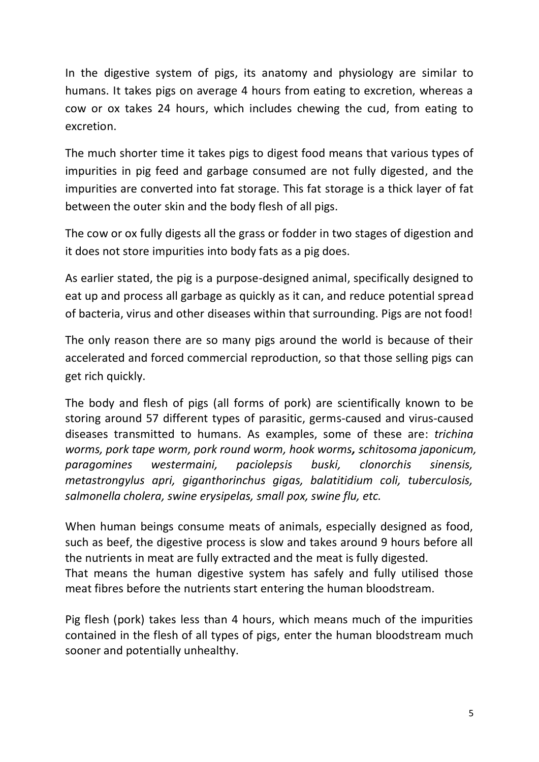In the digestive system of pigs, its anatomy and physiology are similar to humans. It takes pigs on average 4 hours from eating to excretion, whereas a cow or ox takes 24 hours, which includes chewing the cud, from eating to excretion.

The much shorter time it takes pigs to digest food means that various types of impurities in pig feed and garbage consumed are not fully digested, and the impurities are converted into fat storage. This fat storage is a thick layer of fat between the outer skin and the body flesh of all pigs.

The cow or ox fully digests all the grass or fodder in two stages of digestion and it does not store impurities into body fats as a pig does.

As earlier stated, the pig is a purpose-designed animal, specifically designed to eat up and process all garbage as quickly as it can, and reduce potential spread of bacteria, virus and other diseases within that surrounding. Pigs are not food!

The only reason there are so many pigs around the world is because of their accelerated and forced commercial reproduction, so that those selling pigs can get rich quickly.

The body and flesh of pigs (all forms of pork) are scientifically known to be storing around 57 different types of parasitic, germs-caused and virus-caused diseases transmitted to humans. As examples, some of these are: *trichina worms, pork tape worm, pork round worm, hook worms, schitosoma japonicum, paragomines westermaini, paciolepsis buski, clonorchis sinensis, metastrongylus apri, giganthorinchus gigas, balatitidium coli, tuberculosis, salmonella cholera, swine erysipelas, small pox, swine flu, etc.*

When human beings consume meats of animals, especially designed as food, such as beef, the digestive process is slow and takes around 9 hours before all the nutrients in meat are fully extracted and the meat is fully digested.
That means the human digestive system has safely and fully utilised those meat fibres before the nutrients start entering the human bloodstream.

Pig flesh (pork) takes less than 4 hours, which means much of the impurities contained in the flesh of all types of pigs, enter the human bloodstream much sooner and potentially unhealthy.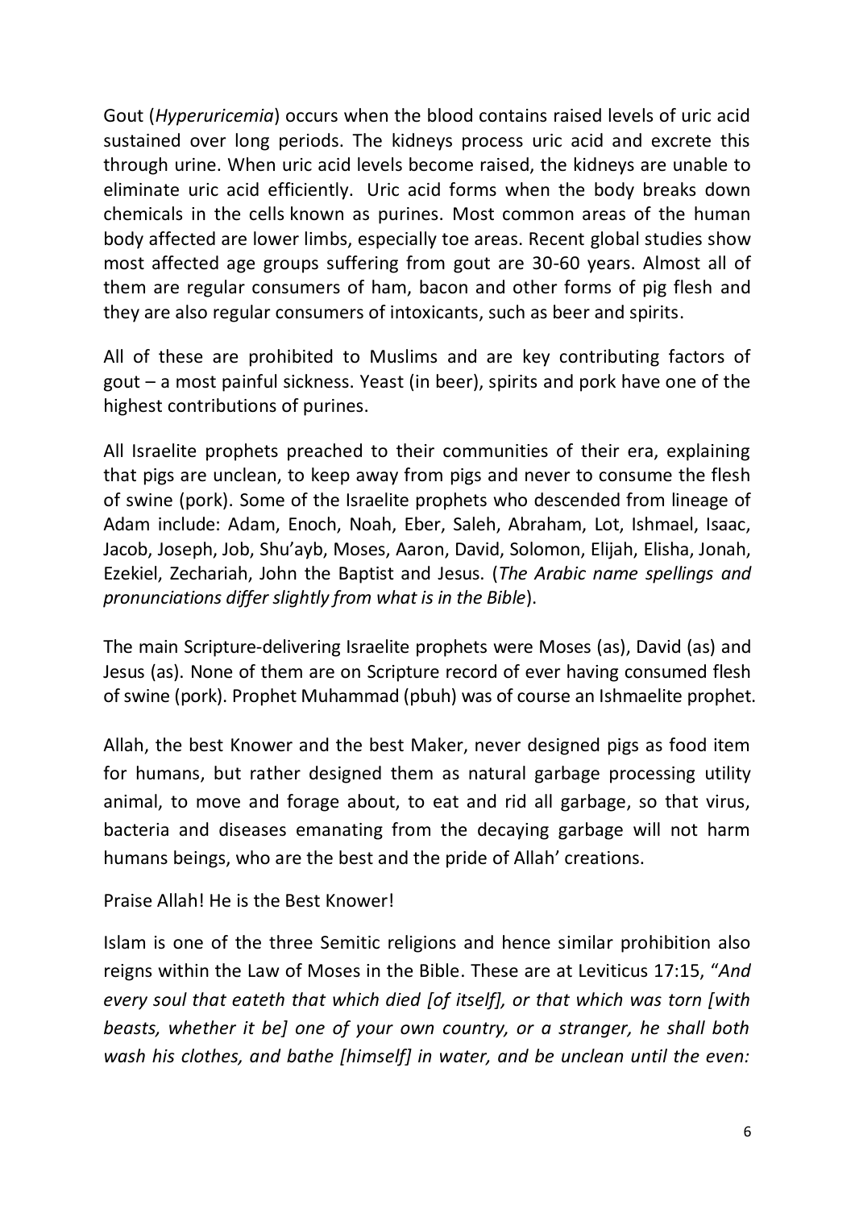Gout (*Hyperuricemia*) occurs when the blood contains raised levels of uric acid sustained over long periods. The kidneys process uric acid and excrete this through urine. When uric acid levels become raised, the kidneys are unable to eliminate uric acid efficiently. Uric acid forms when the body breaks down chemicals in the cells known as purines. Most common areas of the human body affected are lower limbs, especially toe areas. Recent global studies show most affected age groups suffering from gout are 30-60 years. Almost all of them are regular consumers of ham, bacon and other forms of pig flesh and they are also regular consumers of intoxicants, such as beer and spirits.

All of these are prohibited to Muslims and are key contributing factors of gout – a most painful sickness. Yeast (in beer), spirits and pork have one of the highest contributions of purines.

All Israelite prophets preached to their communities of their era, explaining that pigs are unclean, to keep away from pigs and never to consume the flesh of swine (pork). Some of the Israelite prophets who descended from lineage of Adam include: Adam, Enoch, Noah, Eber, Saleh, Abraham, Lot, Ishmael, Isaac, Jacob, Joseph, Job, Shu'ayb, Moses, Aaron, David, Solomon, Elijah, Elisha, Jonah, Ezekiel, Zechariah, John the Baptist and Jesus. (*The Arabic name spellings and pronunciations differ slightly from what is in the Bible*).

The main Scripture-delivering Israelite prophets were Moses (as), David (as) and Jesus (as). None of them are on Scripture record of ever having consumed flesh of swine (pork). Prophet Muhammad (pbuh) was of course an Ishmaelite prophet.

Allah, the best Knower and the best Maker, never designed pigs as food item for humans, but rather designed them as natural garbage processing utility animal, to move and forage about, to eat and rid all garbage, so that virus, bacteria and diseases emanating from the decaying garbage will not harm humans beings, who are the best and the pride of Allah' creations.

Praise Allah! He is the Best Knower!

Islam is one of the three Semitic religions and hence similar prohibition also reigns within the Law of Moses in the Bible. These are at Leviticus 17:15, "*And every soul that eateth that which died [of itself], or that which was torn [with beasts, whether it be] one of your own country, or a stranger, he shall both wash his clothes, and bathe [himself] in water, and be unclean until the even:*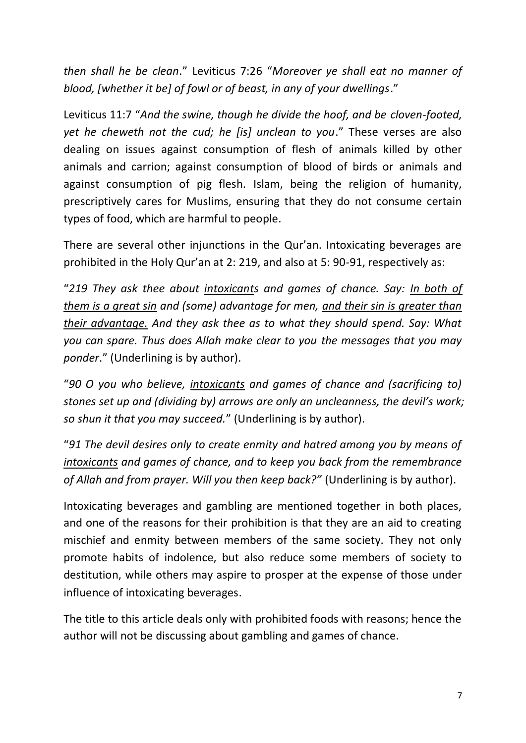*then shall he be clean*." Leviticus 7:26 "*Moreover ye shall eat no manner of blood, [whether it be] of fowl or of beast, in any of your dwellings*."

Leviticus 11:7 "*And the swine, though he divide the hoof, and be cloven-footed, yet he cheweth not the cud; he [is] unclean to you*." These verses are also dealing on issues against consumption of flesh of animals killed by other animals and carrion; against consumption of blood of birds or animals and against consumption of pig flesh. Islam, being the religion of humanity, prescriptively cares for Muslims, ensuring that they do not consume certain types of food, which are harmful to people.

There are several other injunctions in the Qur'an. Intoxicating beverages are prohibited in the Holy Qur'an at 2: 219, and also at 5: 90-91, respectively as:

"*219 They ask thee about <u>intoxicants</u> and games of chance. Say: <u>In both of them is a great sin</u> and (some) advantage for men, <u>and their sin is greater than their advantage.</u> And they ask thee as to what they should spend. Say: What you can spare. Thus does Allah make clear to you the messages that you may ponder*." (Underlining is by author).

"*90 O you who believe, <u>intoxicants</u> and games of chance and (sacrificing to) stones set up and (dividing by) arrows are only an uncleanness, the devil's work; so shun it that you may succeed.*" (Underlining is by author).

"*91 The devil desires only to create enmity and hatred among you by means of <u>intoxicants</u> and games of chance, and to keep you back from the remembrance of Allah and from prayer. Will you then keep back?"* (Underlining is by author).

Intoxicating beverages and gambling are mentioned together in both places, and one of the reasons for their prohibition is that they are an aid to creating mischief and enmity between members of the same society. They not only promote habits of indolence, but also reduce some members of society to destitution, while others may aspire to prosper at the expense of those under influence of intoxicating beverages.

The title to this article deals only with prohibited foods with reasons; hence the author will not be discussing about gambling and games of chance.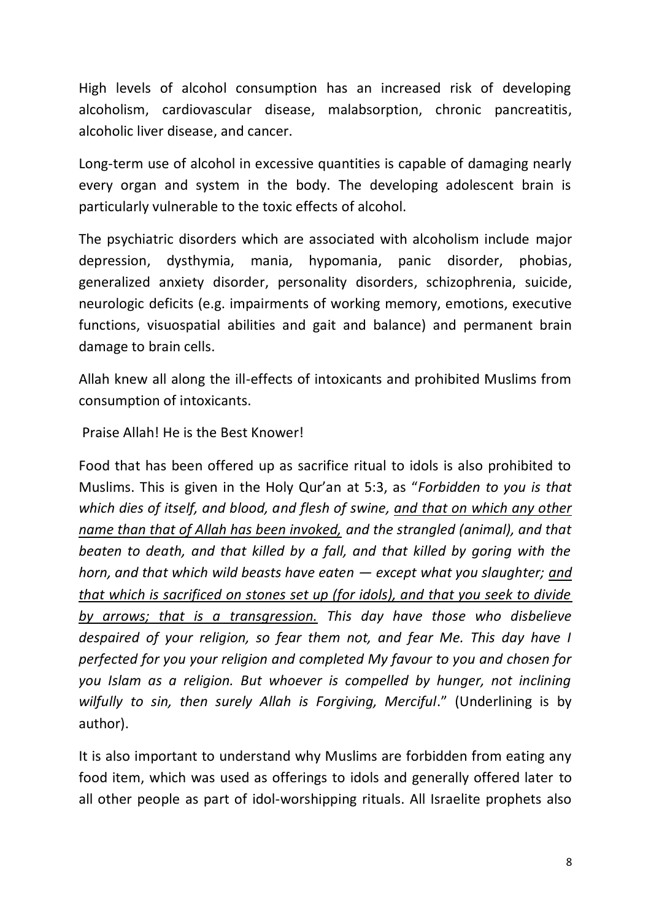High levels of alcohol consumption has an increased risk of developing alcoholism, cardiovascular disease, malabsorption, chronic pancreatitis, alcoholic liver disease, and cancer.

Long-term use of alcohol in excessive quantities is capable of damaging nearly every organ and system in the body. The developing adolescent brain is particularly vulnerable to the toxic effects of alcohol.

The psychiatric disorders which are associated with alcoholism include major depression, dysthymia, mania, hypomania, panic disorder, phobias, generalized anxiety disorder, personality disorders, schizophrenia, suicide, neurologic deficits (e.g. impairments of working memory, emotions, executive functions, visuospatial abilities and gait and balance) and permanent brain damage to brain cells.

Allah knew all along the ill-effects of intoxicants and prohibited Muslims from consumption of intoxicants.

Praise Allah! He is the Best Knower!

Food that has been offered up as sacrifice ritual to idols is also prohibited to Muslims. This is given in the Holy Qur'an at 5:3, as "*Forbidden to you is that which dies of itself, and blood, and flesh of swine, <u>and that on which any other name than that of Allah has been invoked,</u> and the strangled (animal), and that beaten to death, and that killed by a fall, and that killed by goring with the horn, and that which wild beasts have eaten — except what you slaughter; <u>and that which is sacrificed on stones set up (for idols), and that you seek to divide by arrows; that is a transgression.</u> This day have those who disbelieve despaired of your religion, so fear them not, and fear Me. This day have I perfected for you your religion and completed My favour to you and chosen for you Islam as a religion. But whoever is compelled by hunger, not inclining wilfully to sin, then surely Allah is Forgiving, Merciful*." (Underlining is by author).

It is also important to understand why Muslims are forbidden from eating any food item, which was used as offerings to idols and generally offered later to all other people as part of idol-worshipping rituals. All Israelite prophets also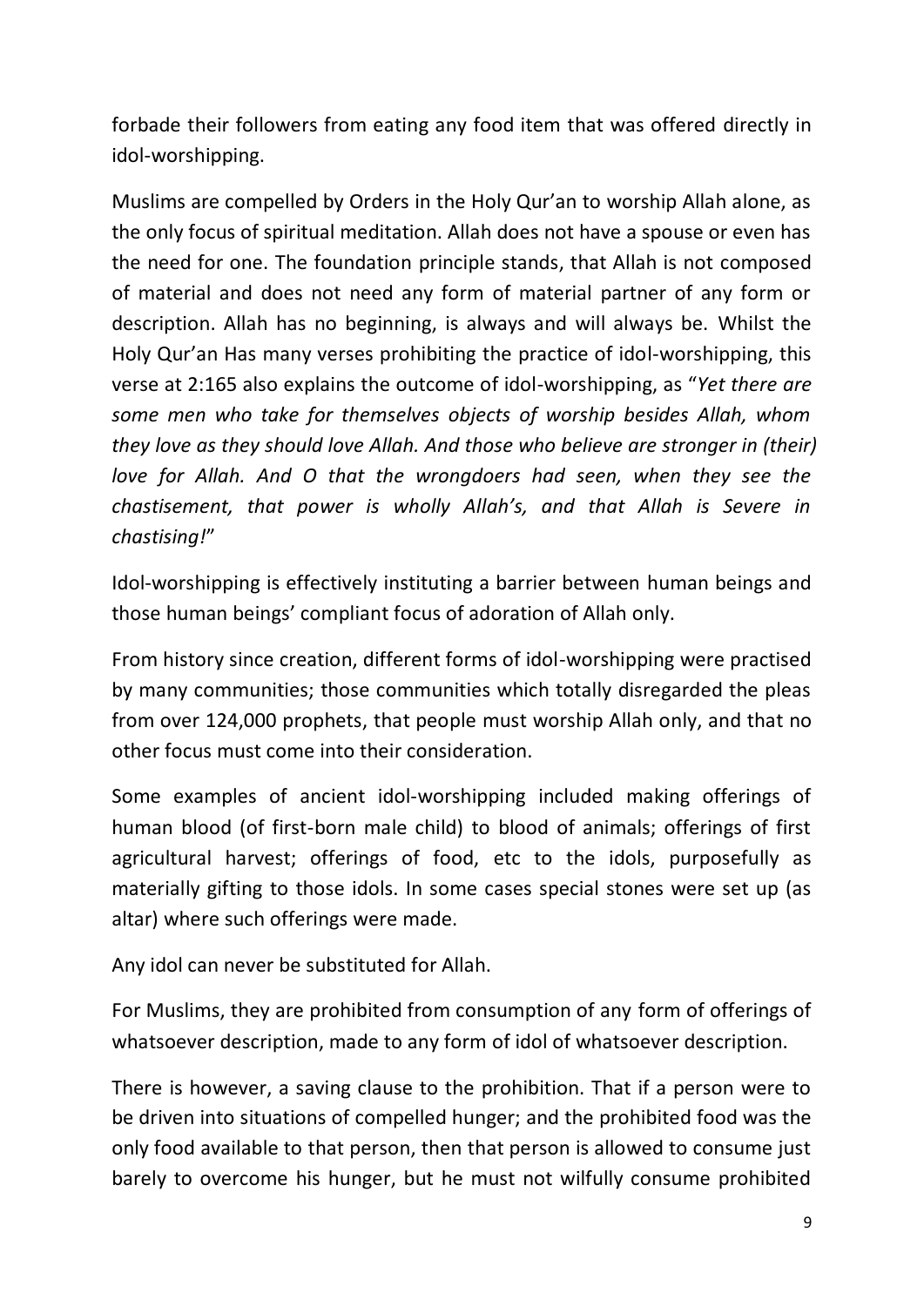forbade their followers from eating any food item that was offered directly in idol-worshipping.

Muslims are compelled by Orders in the Holy Qur'an to worship Allah alone, as the only focus of spiritual meditation. Allah does not have a spouse or even has the need for one. The foundation principle stands, that Allah is not composed of material and does not need any form of material partner of any form or description. Allah has no beginning, is always and will always be. Whilst the Holy Qur'an Has many verses prohibiting the practice of idol-worshipping, this verse at 2:165 also explains the outcome of idol-worshipping, as "*Yet there are some men who take for themselves objects of worship besides Allah, whom they love as they should love Allah. And those who believe are stronger in (their) love for Allah. And O that the wrongdoers had seen, when they see the chastisement, that power is wholly Allah's, and that Allah is Severe in chastising!*"

Idol-worshipping is effectively instituting a barrier between human beings and those human beings' compliant focus of adoration of Allah only.

From history since creation, different forms of idol-worshipping were practised by many communities; those communities which totally disregarded the pleas from over 124,000 prophets, that people must worship Allah only, and that no other focus must come into their consideration.

Some examples of ancient idol-worshipping included making offerings of human blood (of first-born male child) to blood of animals; offerings of first agricultural harvest; offerings of food, etc to the idols, purposefully as materially gifting to those idols. In some cases special stones were set up (as altar) where such offerings were made.

Any idol can never be substituted for Allah.

For Muslims, they are prohibited from consumption of any form of offerings of whatsoever description, made to any form of idol of whatsoever description.

There is however, a saving clause to the prohibition. That if a person were to be driven into situations of compelled hunger; and the prohibited food was the only food available to that person, then that person is allowed to consume just barely to overcome his hunger, but he must not wilfully consume prohibited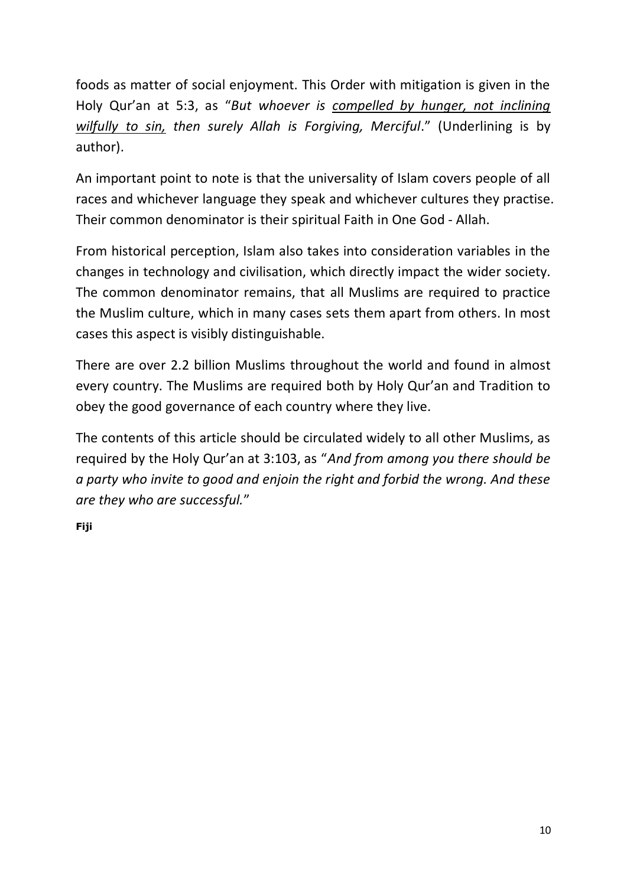foods as matter of social enjoyment. This Order with mitigation is given in the Holy Qur'an at 5:3, as "*But whoever is <u>compelled by hunger, not inclining wilfully to sin,</u> then surely Allah is Forgiving, Merciful*." (Underlining is by author).

An important point to note is that the universality of Islam covers people of all races and whichever language they speak and whichever cultures they practise. Their common denominator is their spiritual Faith in One God - Allah.

From historical perception, Islam also takes into consideration variables in the changes in technology and civilisation, which directly impact the wider society. The common denominator remains, that all Muslims are required to practice the Muslim culture, which in many cases sets them apart from others. In most cases this aspect is visibly distinguishable.

There are over 2.2 billion Muslims throughout the world and found in almost every country. The Muslims are required both by Holy Qur'an and Tradition to obey the good governance of each country where they live.

The contents of this article should be circulated widely to all other Muslims, as required by the Holy Qur'an at 3:103, as "*And from among you there should be a party who invite to good and enjoin the right and forbid the wrong. And these are they who are successful.*"

**Fiji**